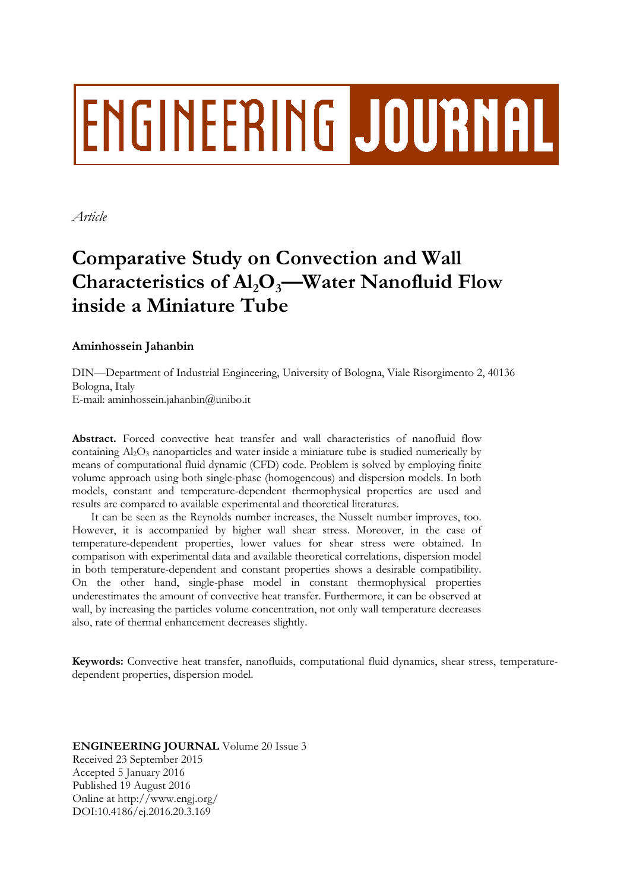ENGINEERING JOURNAL

*Article*

# Comparative Study on Convection and Wall Characteristics of $Al_2O_3$—Water Nanofluid Flow inside a Miniature Tube

**Aminhossein Jahanbin**

DIN—Department of Industrial Engineering, University of Bologna, Viale Risorgimento 2, 40136 Bologna, Italy
E-mail: aminhossein.jahanbin@unibo.it

**Abstract.** Forced convective heat transfer and wall characteristics of nanofluid flow containing $Al_2O_3$ nanoparticles and water inside a miniature tube is studied numerically by means of computational fluid dynamic (CFD) code. Problem is solved by employing finite volume approach using both single-phase (homogeneous) and dispersion models. In both models, constant and temperature-dependent thermophysical properties are used and results are compared to available experimental and theoretical literatures.

It can be seen as the Reynolds number increases, the Nusselt number improves, too. However, it is accompanied by higher wall shear stress. Moreover, in the case of temperature-dependent properties, lower values for shear stress were obtained. In comparison with experimental data and available theoretical correlations, dispersion model in both temperature-dependent and constant properties shows a desirable compatibility. On the other hand, single-phase model in constant thermophysical properties underestimates the amount of convective heat transfer. Furthermore, it can be observed at wall, by increasing the particles volume concentration, not only wall temperature decreases also, rate of thermal enhancement decreases slightly.

**Keywords:** Convective heat transfer, nanofluids, computational fluid dynamics, shear stress, temperature-dependent properties, dispersion model.

**ENGINEERING JOURNAL** Volume 20 Issue 3
Received 23 September 2015
Accepted 5 January 2016
Published 19 August 2016
Online at http://www.engj.org/
DOI:10.4186/ej.2016.20.3.169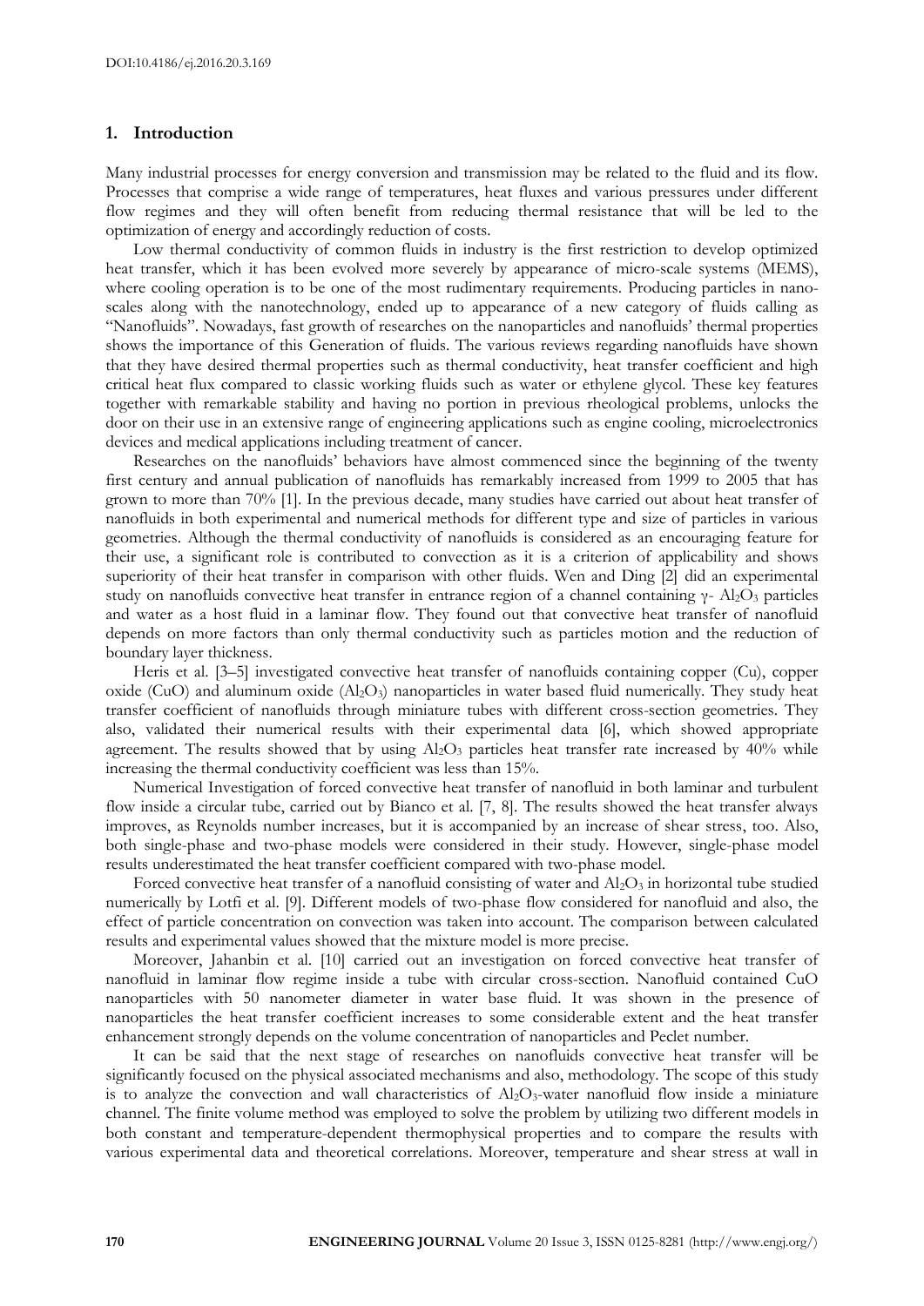## 1. Introduction

Many industrial processes for energy conversion and transmission may be related to the fluid and its flow. Processes that comprise a wide range of temperatures, heat fluxes and various pressures under different flow regimes and they will often benefit from reducing thermal resistance that will be led to the optimization of energy and accordingly reduction of costs.

Low thermal conductivity of common fluids in industry is the first restriction to develop optimized heat transfer, which it has been evolved more severely by appearance of micro-scale systems (MEMS), where cooling operation is to be one of the most rudimentary requirements. Producing particles in nano-scales along with the nanotechnology, ended up to appearance of a new category of fluids calling as "Nanofluids". Nowadays, fast growth of researches on the nanoparticles and nanofluids' thermal properties shows the importance of this Generation of fluids. The various reviews regarding nanofluids have shown that they have desired thermal properties such as thermal conductivity, heat transfer coefficient and high critical heat flux compared to classic working fluids such as water or ethylene glycol. These key features together with remarkable stability and having no portion in previous rheological problems, unlocks the door on their use in an extensive range of engineering applications such as engine cooling, microelectronics devices and medical applications including treatment of cancer.

Researches on the nanofluids' behaviors have almost commenced since the beginning of the twenty first century and annual publication of nanofluids has remarkably increased from 1999 to 2005 that has grown to more than 70% [1]. In the previous decade, many studies have carried out about heat transfer of nanofluids in both experimental and numerical methods for different type and size of particles in various geometries. Although the thermal conductivity of nanofluids is considered as an encouraging feature for their use, a significant role is contributed to convection as it is a criterion of applicability and shows superiority of their heat transfer in comparison with other fluids. Wen and Ding [2] did an experimental study on nanofluids convective heat transfer in entrance region of a channel containing $\gamma$- $Al_2O_3$ particles and water as a host fluid in a laminar flow. They found out that convective heat transfer of nanofluid depends on more factors than only thermal conductivity such as particles motion and the reduction of boundary layer thickness.

Heris et al. [3–5] investigated convective heat transfer of nanofluids containing copper (Cu), copper oxide (CuO) and aluminum oxide ($Al_2O_3$) nanoparticles in water based fluid numerically. They study heat transfer coefficient of nanofluids through miniature tubes with different cross-section geometries. They also, validated their numerical results with their experimental data [6], which showed appropriate agreement. The results showed that by using $Al_2O_3$ particles heat transfer rate increased by 40% while increasing the thermal conductivity coefficient was less than 15%.

Numerical Investigation of forced convective heat transfer of nanofluid in both laminar and turbulent flow inside a circular tube, carried out by Bianco et al. [7, 8]. The results showed the heat transfer always improves, as Reynolds number increases, but it is accompanied by an increase of shear stress, too. Also, both single-phase and two-phase models were considered in their study. However, single-phase model results underestimated the heat transfer coefficient compared with two-phase model.

Forced convective heat transfer of a nanofluid consisting of water and $Al_2O_3$ in horizontal tube studied numerically by Lotfi et al. [9]. Different models of two-phase flow considered for nanofluid and also, the effect of particle concentration on convection was taken into account. The comparison between calculated results and experimental values showed that the mixture model is more precise.

Moreover, Jahanbin et al. [10] carried out an investigation on forced convective heat transfer of nanofluid in laminar flow regime inside a tube with circular cross-section. Nanofluid contained CuO nanoparticles with 50 nanometer diameter in water base fluid. It was shown in the presence of nanoparticles the heat transfer coefficient increases to some considerable extent and the heat transfer enhancement strongly depends on the volume concentration of nanoparticles and Peclet number.

It can be said that the next stage of researches on nanofluids convective heat transfer will be significantly focused on the physical associated mechanisms and also, methodology. The scope of this study is to analyze the convection and wall characteristics of $Al_2O_3$-water nanofluid flow inside a miniature channel. The finite volume method was employed to solve the problem by utilizing two different models in both constant and temperature-dependent thermophysical properties and to compare the results with various experimental data and theoretical correlations. Moreover, temperature and shear stress at wall in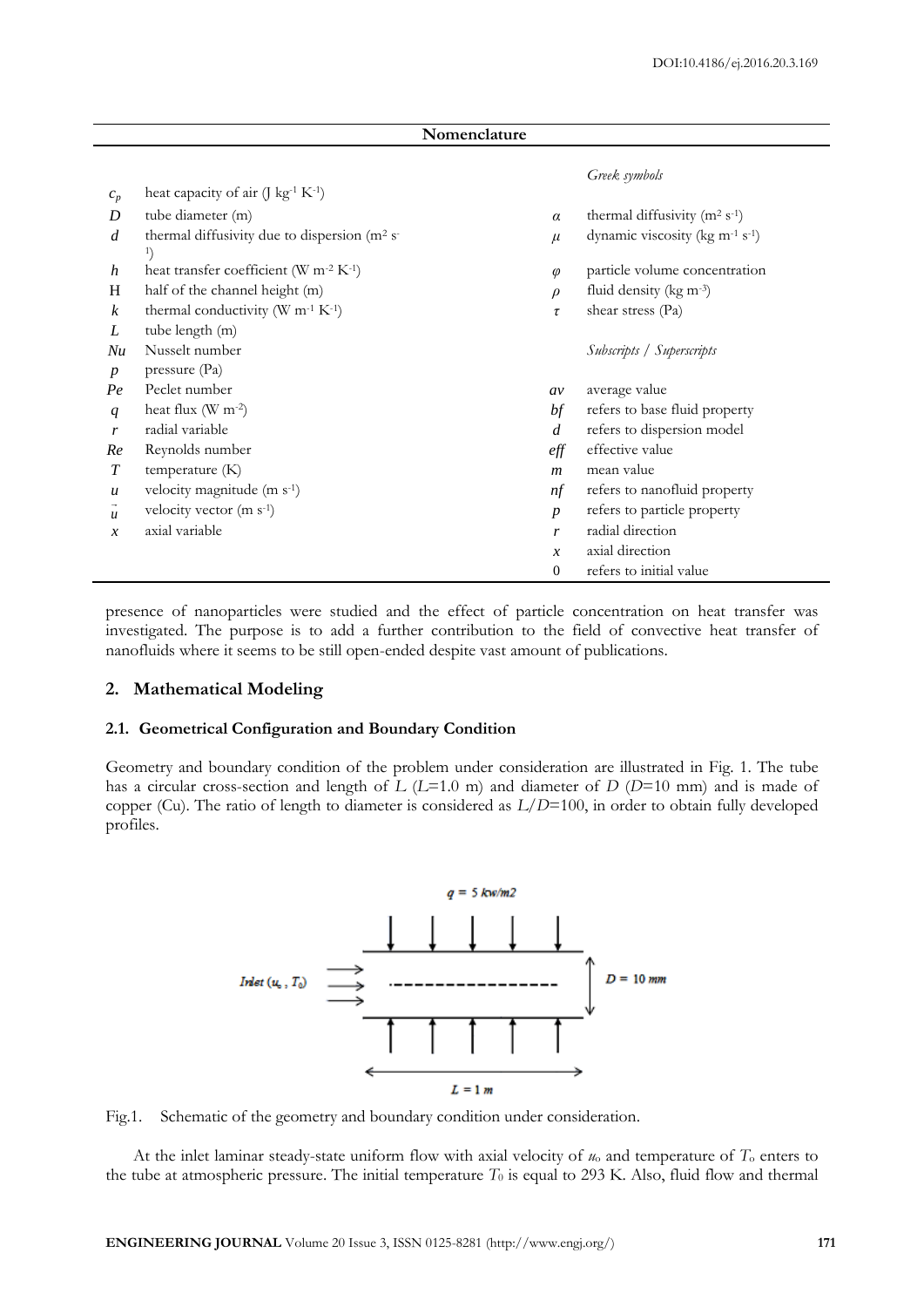**Nomenclature**

| | | | |
|---|---|---|---|
| | | | *Greek symbols* |
| $c_p$ | heat capacity of air (J kg$^{-1}$ K$^{-1}$) | | |
| $D$ | tube diameter (m) | $\alpha$ | thermal diffusivity (m$^2$ s$^{-1}$) |
| $d$ | thermal diffusivity due to dispersion (m$^2$ s$^{-1}$) | $\mu$ | dynamic viscosity (kg m$^{-1}$ s$^{-1}$) |
| $h$ | heat transfer coefficient (W m$^{-2}$ K$^{-1}$) | $\varphi$ | particle volume concentration |
| H | half of the channel height (m) | $\rho$ | fluid density (kg m$^{-3}$) |
| $k$ | thermal conductivity (W m$^{-1}$ K$^{-1}$) | $\tau$ | shear stress (Pa) |
| $L$ | tube length (m) | | |
| $Nu$ | Nusselt number | | *Subscripts / Superscripts* |
| $p$ | pressure (Pa) | | |
| $Pe$ | Peclet number | $av$ | average value |
| $q$ | heat flux (W m$^{-2}$) | $bf$ | refers to base fluid property |
| $r$ | radial variable | $d$ | refers to dispersion model |
| $Re$ | Reynolds number | $eff$ | effective value |
| $T$ | temperature (K) | $m$ | mean value |
| $u$ | velocity magnitude (m s$^{-1}$) | $nf$ | refers to nanofluid property |
| $\vec{u}$ | velocity vector (m s$^{-1}$) | $p$ | refers to particle property |
| $x$ | axial variable | $r$ | radial direction |
| | | $x$ | axial direction |
| | | 0 | refers to initial value |

presence of nanoparticles were studied and the effect of particle concentration on heat transfer was investigated. The purpose is to add a further contribution to the field of convective heat transfer of nanofluids where it seems to be still open-ended despite vast amount of publications.

## 2. Mathematical Modeling

### 2.1. Geometrical Configuration and Boundary Condition

Geometry and boundary condition of the problem under consideration are illustrated in Fig. 1. The tube has a circular cross-section and length of $L$ ($L$=1.0 m) and diameter of $D$ ($D$=10 mm) and is made of copper (Cu). The ratio of length to diameter is considered as $L/D$=100, in order to obtain fully developed profiles.

Fig.1. Schematic of the geometry and boundary condition under consideration.

At the inlet laminar steady-state uniform flow with axial velocity of $u_o$ and temperature of $T_o$ enters to the tube at atmospheric pressure. The initial temperature $T_0$ is equal to 293 K. Also, fluid flow and thermal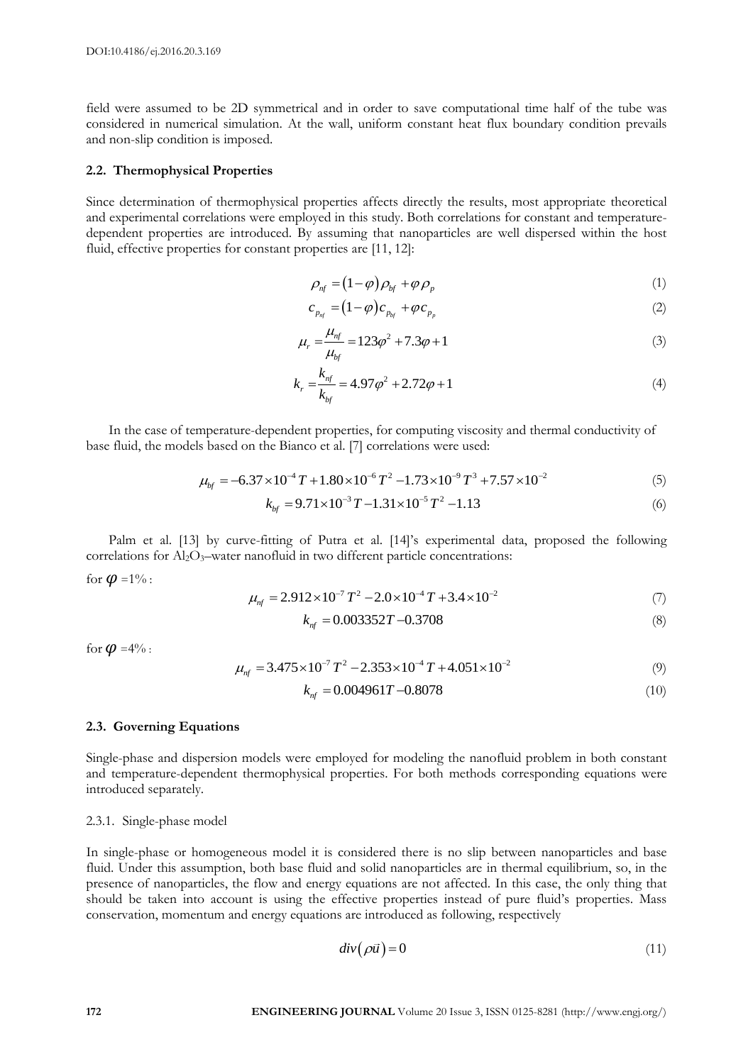field were assumed to be 2D symmetrical and in order to save computational time half of the tube was considered in numerical simulation. At the wall, uniform constant heat flux boundary condition prevails and non-slip condition is imposed.

### 2.2. Thermophysical Properties

Since determination of thermophysical properties affects directly the results, most appropriate theoretical and experimental correlations were employed in this study. Both correlations for constant and temperature-dependent properties are introduced. By assuming that nanoparticles are well dispersed within the host fluid, effective properties for constant properties are [11, 12]:

$$\rho_{nf} = (1-\varphi)\rho_{bf} + \varphi\rho_p \tag{1}$$

$$c_{p_{nf}} = (1-\varphi)c_{p_{bf}} + \varphi c_{p_p} \tag{2}$$

$$\mu_r = \frac{\mu_{nf}}{\mu_{bf}} = 123\varphi^2 + 7.3\varphi + 1 \tag{3}$$

$$k_r = \frac{k_{nf}}{k_{bf}} = 4.97\varphi^2 + 2.72\varphi + 1 \tag{4}$$

In the case of temperature-dependent properties, for computing viscosity and thermal conductivity of base fluid, the models based on the Bianco et al. [7] correlations were used:

$$\mu_{bf} = -6.37\times10^{-4}T + 1.80\times10^{-6}T^2 - 1.73\times10^{-9}T^3 + 7.57\times10^{-2} \tag{5}$$

$$k_{bf} = 9.71\times10^{-3}T - 1.31\times10^{-5}T^2 - 1.13 \tag{6}$$

Palm et al. [13] by curve-fitting of Putra et al. [14]'s experimental data, proposed the following correlations for $Al_2O_3$–water nanofluid in two different particle concentrations:

for $\varphi = 1\%$ :

$$\mu_{nf} = 2.912\times10^{-7}T^2 - 2.0\times10^{-4}T + 3.4\times10^{-2} \tag{7}$$

$$k_{nf} = 0.003352T - 0.3708 \tag{8}$$

for $\varphi = 4\%$ :

$$\mu_{nf} = 3.475\times10^{-7}T^2 - 2.353\times10^{-4}T + 4.051\times10^{-2} \tag{9}$$

$$k_{nf} = 0.004961T - 0.8078 \tag{10}$$

### 2.3. Governing Equations

Single-phase and dispersion models were employed for modeling the nanofluid problem in both constant and temperature-dependent thermophysical properties. For both methods corresponding equations were introduced separately.

#### 2.3.1. Single-phase model

In single-phase or homogeneous model it is considered there is no slip between nanoparticles and base fluid. Under this assumption, both base fluid and solid nanoparticles are in thermal equilibrium, so, in the presence of nanoparticles, the flow and energy equations are not affected. In this case, the only thing that should be taken into account is using the effective properties instead of pure fluid's properties. Mass conservation, momentum and energy equations are introduced as following, respectively

$$div(\rho\vec{u}) = 0 \tag{11}$$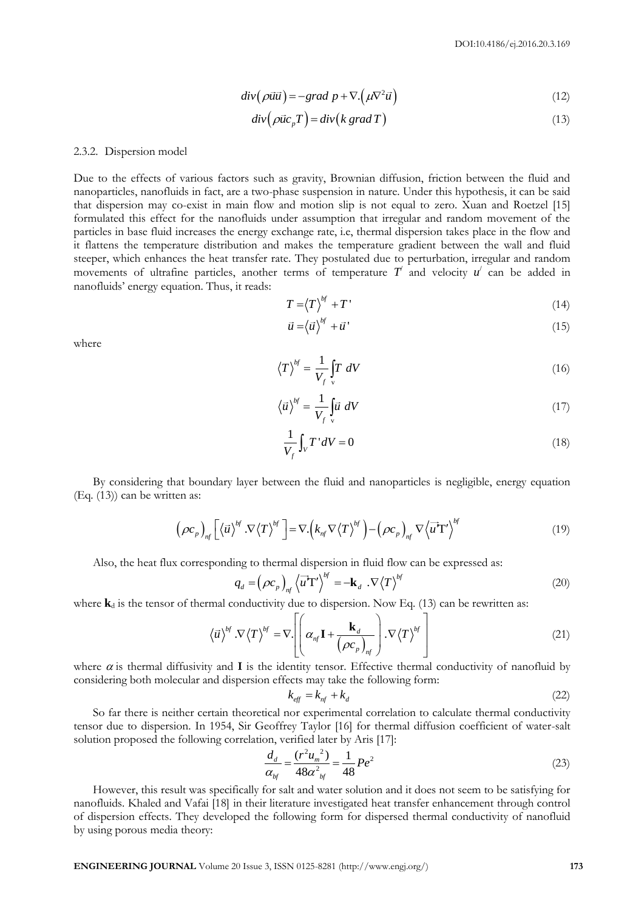$$div\left(\rho\vec{u}\vec{u}\right) = -grad\ p + \nabla.\left(\mu\nabla^{2}\vec{u}\right) \tag{12}$$

$$div\left(\rho\vec{u}c_{p}T\right) = div\left(k\ grad\ T\right) \tag{13}$$

### 2.3.2. Dispersion model

Due to the effects of various factors such as gravity, Brownian diffusion, friction between the fluid and nanoparticles, nanofluids in fact, are a two-phase suspension in nature. Under this hypothesis, it can be said that dispersion may co-exist in main flow and motion slip is not equal to zero. Xuan and Roetzel [15] formulated this effect for the nanofluids under assumption that irregular and random movement of the particles in base fluid increases the energy exchange rate, i.e, thermal dispersion takes place in the flow and it flattens the temperature distribution and makes the temperature gradient between the wall and fluid steeper, which enhances the heat transfer rate. They postulated due to perturbation, irregular and random movements of ultrafine particles, another terms of temperature $T'$ and velocity $u'$ can be added in nanofluids' energy equation. Thus, it reads:

$$T = \left\langle T\right\rangle^{bf} + T' \tag{14}$$

$$\vec{u} = \left\langle \vec{u}\right\rangle^{bf} + \vec{u}' \tag{15}$$

where

$$\left\langle T\right\rangle^{bf} = \frac{1}{V_{f}}\int_{v} T\ dV \tag{16}$$

$$\left\langle \vec{u}\right\rangle^{bf} = \frac{1}{V_{f}}\int_{v} \vec{u}\ dV \tag{17}$$

$$\frac{1}{V_{f}}\int_{V} T'dV = 0 \tag{18}$$

By considering that boundary layer between the fluid and nanoparticles is negligible, energy equation (Eq. (13)) can be written as:

$$\left(\rho c_{p}\right)_{nf}\left[\left\langle \vec{u}\right\rangle^{bf}.\nabla\left\langle T\right\rangle^{bf}\right] = \nabla.\left(k_{nf}\nabla\left\langle T\right\rangle^{bf}\right) - \left(\rho c_{p}\right)_{nf}\nabla\left\langle \vec{u}'\mathrm{T}'\right\rangle^{bf} \tag{19}$$

Also, the heat flux corresponding to thermal dispersion in fluid flow can be expressed as:

$$q_{d} = \left(\rho c_{p}\right)_{nf}\left\langle \vec{u}'\mathrm{T}'\right\rangle^{bf} = -\mathbf{k}_{d}\ .\nabla\left\langle T\right\rangle^{bf} \tag{20}$$

where $\mathbf{k}_d$ is the tensor of thermal conductivity due to dispersion. Now Eq. (13) can be rewritten as:

$$\left\langle \vec{u}\right\rangle^{bf}.\nabla\left\langle T\right\rangle^{bf} = \nabla.\left[\left(\alpha_{nf}\mathbf{I} + \frac{\mathbf{k}_{d}}{\left(\rho c_{p}\right)_{nf}}\right).\nabla\left\langle T\right\rangle^{bf}\right] \tag{21}$$

where $\alpha$ is thermal diffusivity and $\mathbf{I}$ is the identity tensor. Effective thermal conductivity of nanofluid by considering both molecular and dispersion effects may take the following form:

$$k_{eff} = k_{nf} + k_{d} \tag{22}$$

So far there is neither certain theoretical nor experimental correlation to calculate thermal conductivity tensor due to dispersion. In 1954, Sir Geoffrey Taylor [16] for thermal diffusion coefficient of water-salt solution proposed the following correlation, verified later by Aris [17]:

$$\frac{d_{d}}{\alpha_{bf}} = \frac{(r^{2}u_{m}^{\ 2})}{48\alpha^{2}_{\ bf}} = \frac{1}{48}Pe^{2} \tag{23}$$

However, this result was specifically for salt and water solution and it does not seem to be satisfying for nanofluids. Khaled and Vafai [18] in their literature investigated heat transfer enhancement through control of dispersion effects. They developed the following form for dispersed thermal conductivity of nanofluid by using porous media theory: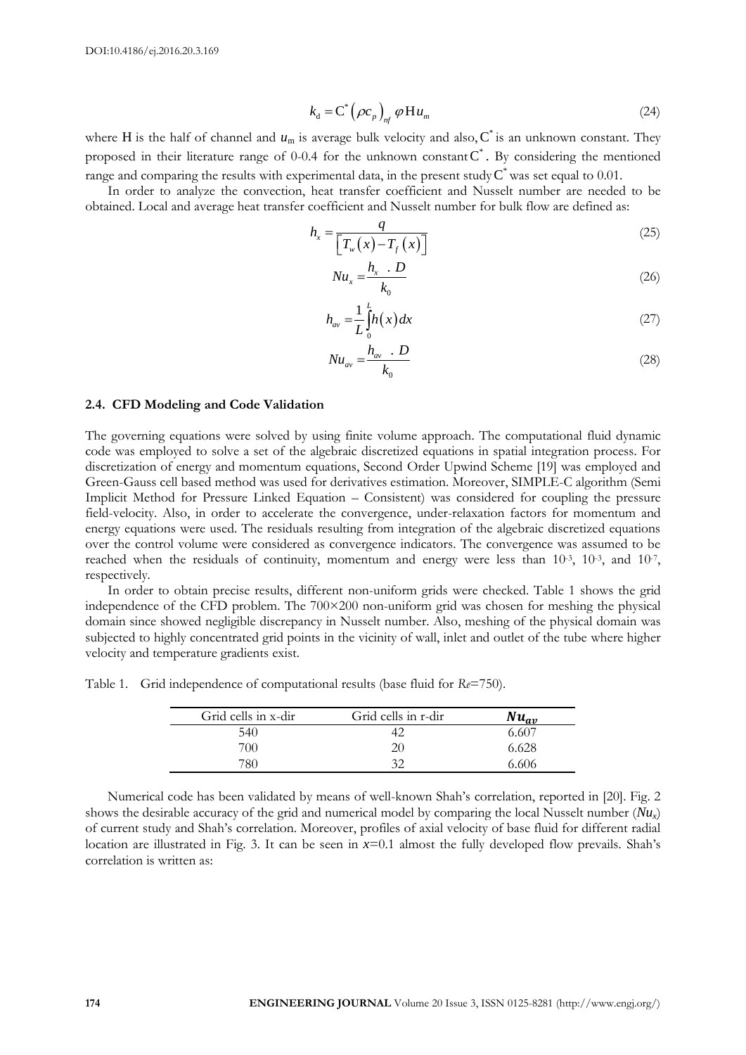$$k_d = C^* \left(\rho c_p\right)_{nf} \varphi H u_m \tag{24}$$

where H is the half of channel and $u_m$ is average bulk velocity and also, $C^*$ is an unknown constant. They proposed in their literature range of 0-0.4 for the unknown constant $C^*$. By considering the mentioned range and comparing the results with experimental data, in the present study $C^*$ was set equal to 0.01.

In order to analyze the convection, heat transfer coefficient and Nusselt number are needed to be obtained. Local and average heat transfer coefficient and Nusselt number for bulk flow are defined as:

$$h_x = \frac{q}{\left[T_w(x) - T_f(x)\right]} \tag{25}$$

$$Nu_x = \frac{h_x \ . \ D}{k_0} \tag{26}$$

$$h_{av} = \frac{1}{L}\int_0^L h(x)\,dx \tag{27}$$

$$Nu_{av} = \frac{h_{av} \ . \ D}{k_0} \tag{28}$$

### 2.4. CFD Modeling and Code Validation

The governing equations were solved by using finite volume approach. The computational fluid dynamic code was employed to solve a set of the algebraic discretized equations in spatial integration process. For discretization of energy and momentum equations, Second Order Upwind Scheme [19] was employed and Green-Gauss cell based method was used for derivatives estimation. Moreover, SIMPLE-C algorithm (Semi Implicit Method for Pressure Linked Equation – Consistent) was considered for coupling the pressure field-velocity. Also, in order to accelerate the convergence, under-relaxation factors for momentum and energy equations were used. The residuals resulting from integration of the algebraic discretized equations over the control volume were considered as convergence indicators. The convergence was assumed to be reached when the residuals of continuity, momentum and energy were less than $10^{-3}$, $10^{-3}$, and $10^{-7}$, respectively.

In order to obtain precise results, different non-uniform grids were checked. Table 1 shows the grid independence of the CFD problem. The 700×200 non-uniform grid was chosen for meshing the physical domain since showed negligible discrepancy in Nusselt number. Also, meshing of the physical domain was subjected to highly concentrated grid points in the vicinity of wall, inlet and outlet of the tube where higher velocity and temperature gradients exist.

Table 1. Grid independence of computational results (base fluid for *Re*=750).

| Grid cells in x-dir | Grid cells in r-dir | $Nu_{av}$ |
|---|---|---|
| 540 | 42 | 6.607 |
| 700 | 20 | 6.628 |
| 780 | 32 | 6.606 |

Numerical code has been validated by means of well-known Shah's correlation, reported in [20]. Fig. 2 shows the desirable accuracy of the grid and numerical model by comparing the local Nusselt number ($Nu_x$) of current study and Shah's correlation. Moreover, profiles of axial velocity of base fluid for different radial location are illustrated in Fig. 3. It can be seen in $x$=0.1 almost the fully developed flow prevails. Shah's correlation is written as: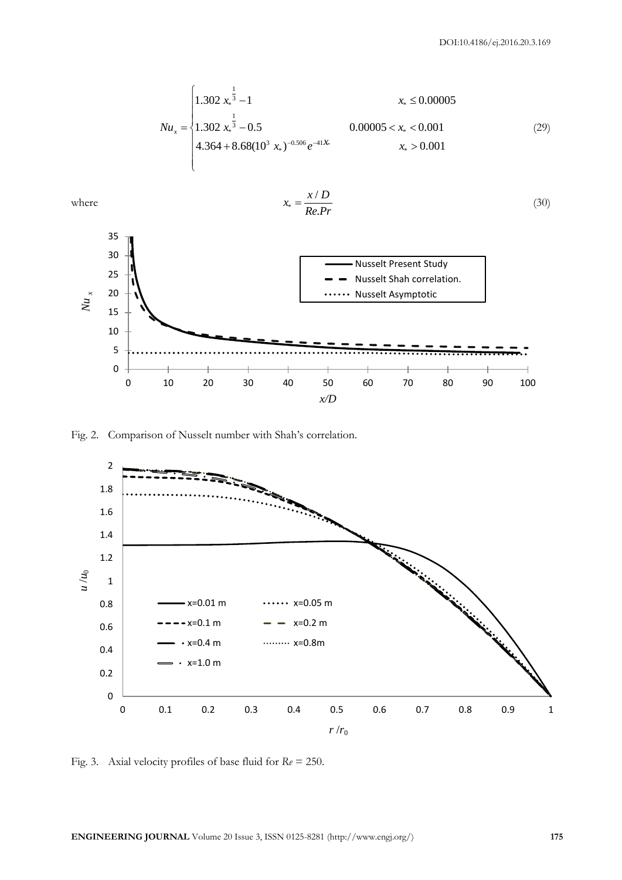$$
Nu_x = \begin{cases} 1.302\, x_*^{\frac{1}{3}} - 1 & x_* \le 0.00005 \\ 1.302\, x_*^{\frac{1}{3}} - 0.5 & 0.00005 < x_* < 0.001 \\ 4.364 + 8.68(10^3\, x_*)^{-0.506} e^{-41 x_*} & x_* > 0.001 \end{cases} \tag{29}
$$

where

$$
x_* = \frac{x/D}{Re.Pr} \tag{30}
$$

Fig. 2. Comparison of Nusselt number with Shah's correlation.

Fig. 3. Axial velocity profiles of base fluid for $Re = 250$.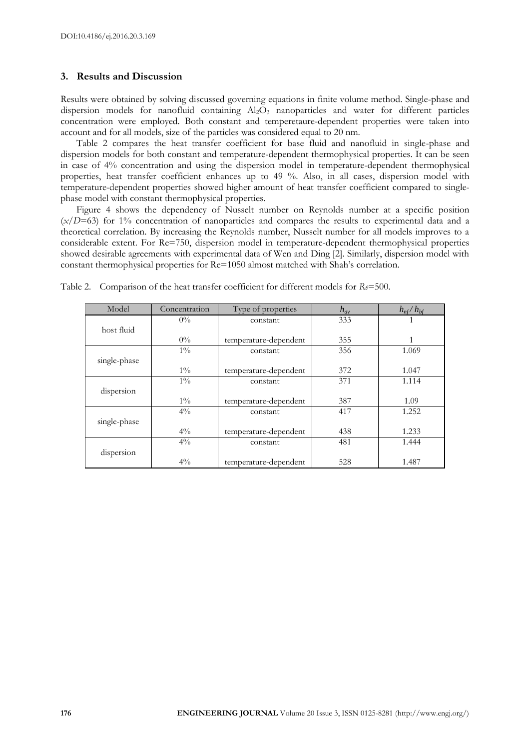## 3. Results and Discussion

Results were obtained by solving discussed governing equations in finite volume method. Single-phase and dispersion models for nanofluid containing $Al_2O_3$ nanoparticles and water for different particles concentration were employed. Both constant and temperetaure-dependent properties were taken into account and for all models, size of the particles was considered equal to 20 nm.

Table 2 compares the heat transfer coefficient for base fluid and nanofluid in single-phase and dispersion models for both constant and temperature-dependent thermophysical properties. It can be seen in case of 4% concentration and using the dispersion model in temperature-dependent thermophysical properties, heat transfer coefficient enhances up to 49 %. Also, in all cases, dispersion model with temperature-dependent properties showed higher amount of heat transfer coefficient compared to single-phase model with constant thermophysical properties.

Figure 4 shows the dependency of Nusselt number on Reynolds number at a specific position ($x/D$=63) for 1% concentration of nanoparticles and compares the results to experimental data and a theoretical correlation. By increasing the Reynolds number, Nusselt number for all models improves to a considerable extent. For Re=750, dispersion model in temperature-dependent thermophysical properties showed desirable agreements with experimental data of Wen and Ding [2]. Similarly, dispersion model with constant thermophysical properties for Re=1050 almost matched with Shah's correlation.

Table 2. Comparison of the heat transfer coefficient for different models for $Re$=500.

| Model | Concentration | Type of properties | $h_{av}$ | $h_{nf}/h_{bf}$ |
|---|---|---|---|---|
| host fluid | 0% | constant | 333 | 1 |
| | 0% | temperature-dependent | 355 | 1 |
| single-phase | 1% | constant | 356 | 1.069 |
| | 1% | temperature-dependent | 372 | 1.047 |
| dispersion | 1% | constant | 371 | 1.114 |
| | 1% | temperature-dependent | 387 | 1.09 |
| single-phase | 4% | constant | 417 | 1.252 |
| | 4% | temperature-dependent | 438 | 1.233 |
| dispersion | 4% | constant | 481 | 1.444 |
| | 4% | temperature-dependent | 528 | 1.487 |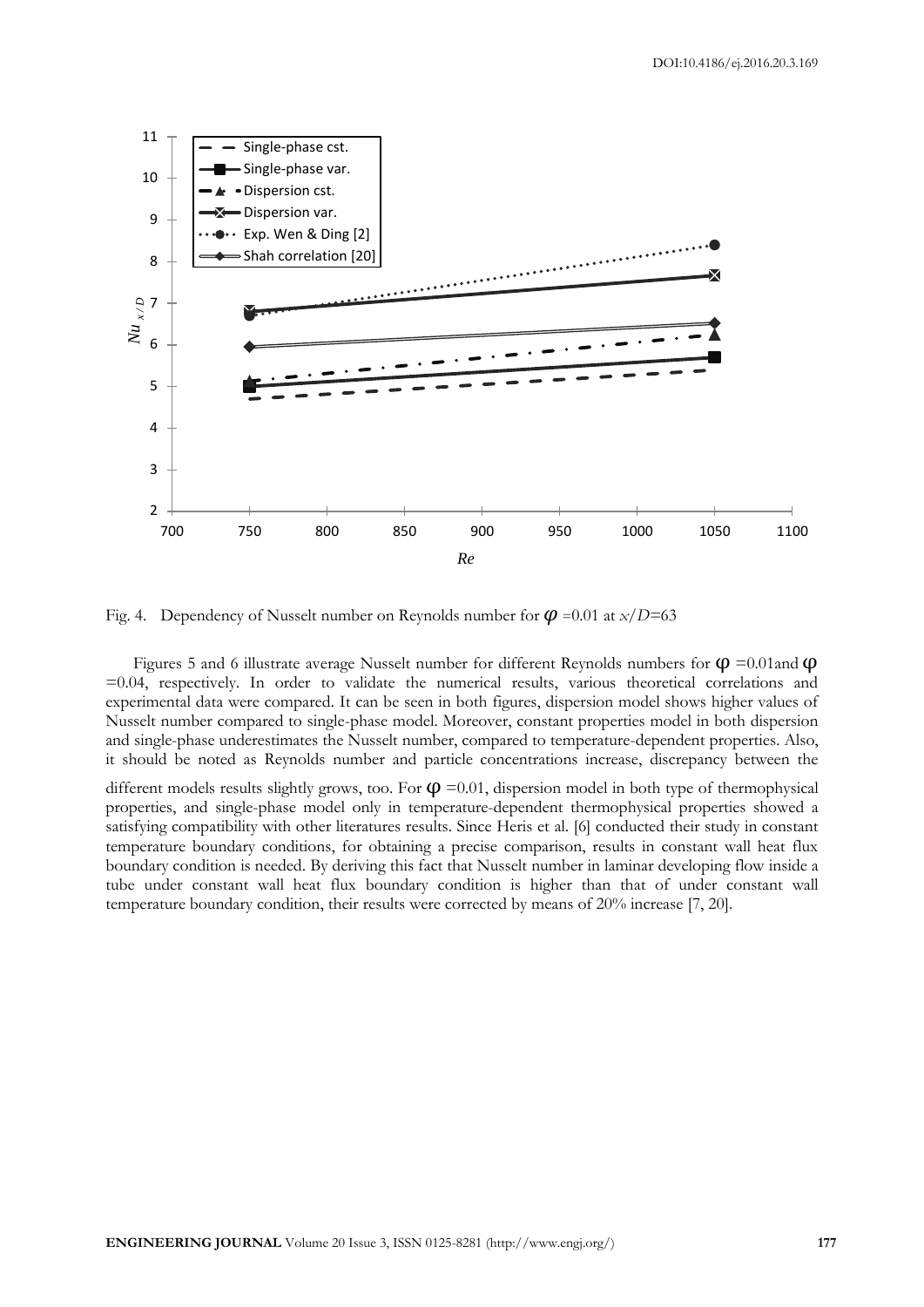Fig. 4. Dependency of Nusselt number on Reynolds number for $\varphi$ =0.01 at $x/D$=63

Figures 5 and 6 illustrate average Nusselt number for different Reynolds numbers for $\varphi$ =0.01and $\varphi$ =0.04, respectively. In order to validate the numerical results, various theoretical correlations and experimental data were compared. It can be seen in both figures, dispersion model shows higher values of Nusselt number compared to single-phase model. Moreover, constant properties model in both dispersion and single-phase underestimates the Nusselt number, compared to temperature-dependent properties. Also, it should be noted as Reynolds number and particle concentrations increase, discrepancy between the different models results slightly grows, too. For $\varphi$ =0.01, dispersion model in both type of thermophysical properties, and single-phase model only in temperature-dependent thermophysical properties showed a satisfying compatibility with other literatures results. Since Heris et al. [6] conducted their study in constant temperature boundary conditions, for obtaining a precise comparison, results in constant wall heat flux boundary condition is needed. By deriving this fact that Nusselt number in laminar developing flow inside a tube under constant wall heat flux boundary condition is higher than that of under constant wall temperature boundary condition, their results were corrected by means of 20% increase [7, 20].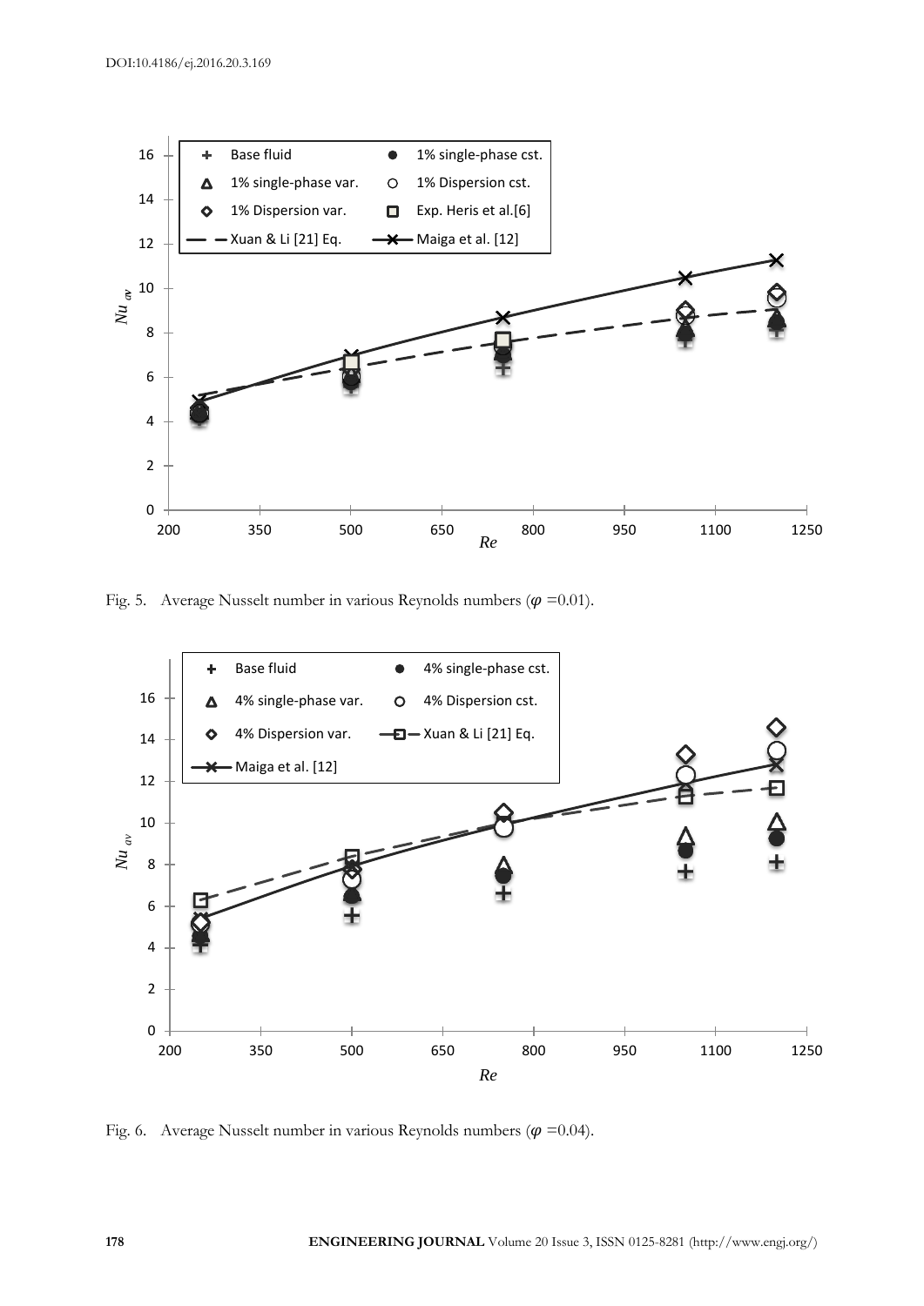Fig. 5. Average Nusselt number in various Reynolds numbers ($\varphi$ =0.01).

Fig. 6. Average Nusselt number in various Reynolds numbers ($\varphi$ =0.04).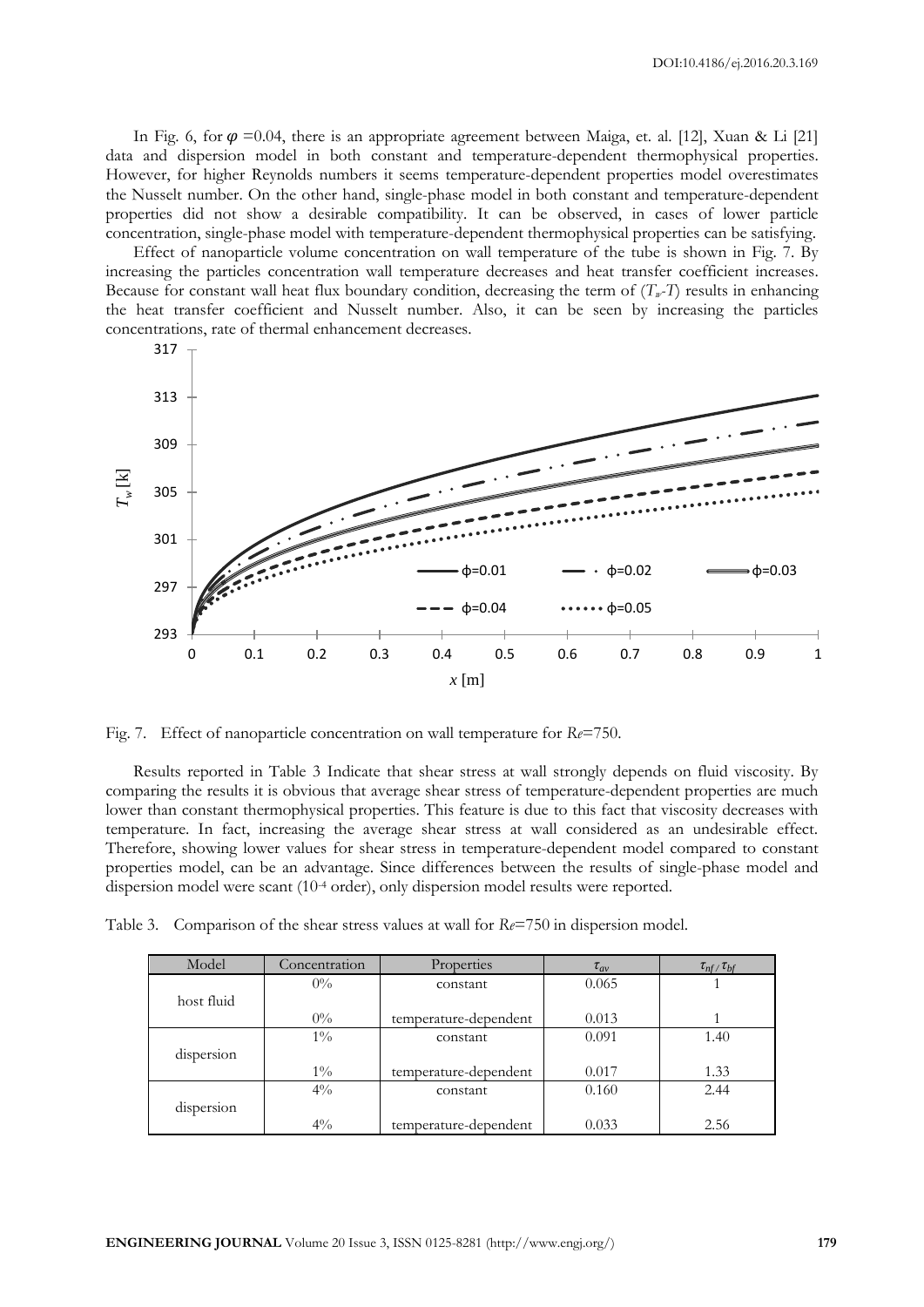In Fig. 6, for $\varphi$ =0.04, there is an appropriate agreement between Maiga, et. al. [12], Xuan & Li [21] data and dispersion model in both constant and temperature-dependent thermophysical properties. However, for higher Reynolds numbers it seems temperature-dependent properties model overestimates the Nusselt number. On the other hand, single-phase model in both constant and temperature-dependent properties did not show a desirable compatibility. It can be observed, in cases of lower particle concentration, single-phase model with temperature-dependent thermophysical properties can be satisfying.

Effect of nanoparticle volume concentration on wall temperature of the tube is shown in Fig. 7. By increasing the particles concentration wall temperature decreases and heat transfer coefficient increases. Because for constant wall heat flux boundary condition, decreasing the term of $(T_w\text{-}T)$ results in enhancing the heat transfer coefficient and Nusselt number. Also, it can be seen by increasing the particles concentrations, rate of thermal enhancement decreases.

Fig. 7. Effect of nanoparticle concentration on wall temperature for $Re$=750.

Results reported in Table 3 Indicate that shear stress at wall strongly depends on fluid viscosity. By comparing the results it is obvious that average shear stress of temperature-dependent properties are much lower than constant thermophysical properties. This feature is due to this fact that viscosity decreases with temperature. In fact, increasing the average shear stress at wall considered as an undesirable effect. Therefore, showing lower values for shear stress in temperature-dependent model compared to constant properties model, can be an advantage. Since differences between the results of single-phase model and dispersion model were scant ($10^{-4}$ order), only dispersion model results were reported.

Table 3. Comparison of the shear stress values at wall for $Re$=750 in dispersion model.

| Model | Concentration | Properties | $\tau_{av}$ | $\tau_{nf}/\tau_{bf}$ |
|---|---|---|---|---|
| host fluid | 0% | constant | 0.065 | 1 |
| | 0% | temperature-dependent | 0.013 | 1 |
| dispersion | 1% | constant | 0.091 | 1.40 |
| | 1% | temperature-dependent | 0.017 | 1.33 |
| dispersion | 4% | constant | 0.160 | 2.44 |
| | 4% | temperature-dependent | 0.033 | 2.56 |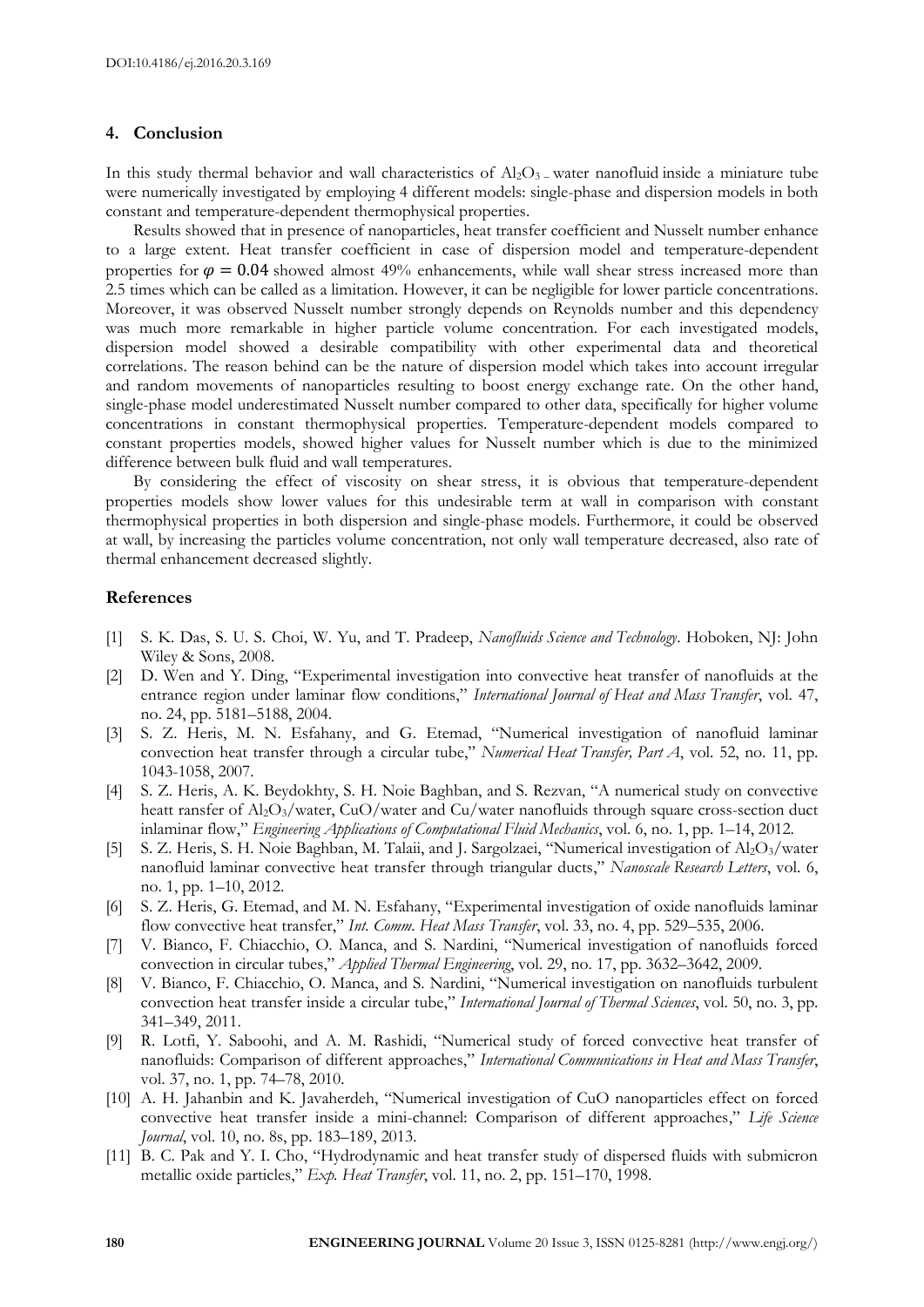## 4. Conclusion

In this study thermal behavior and wall characteristics of $Al_2O_3$ – water nanofluid inside a miniature tube were numerically investigated by employing 4 different models: single-phase and dispersion models in both constant and temperature-dependent thermophysical properties.

Results showed that in presence of nanoparticles, heat transfer coefficient and Nusselt number enhance to a large extent. Heat transfer coefficient in case of dispersion model and temperature-dependent properties for $\varphi = 0.04$ showed almost 49% enhancements, while wall shear stress increased more than 2.5 times which can be called as a limitation. However, it can be negligible for lower particle concentrations. Moreover, it was observed Nusselt number strongly depends on Reynolds number and this dependency was much more remarkable in higher particle volume concentration. For each investigated models, dispersion model showed a desirable compatibility with other experimental data and theoretical correlations. The reason behind can be the nature of dispersion model which takes into account irregular and random movements of nanoparticles resulting to boost energy exchange rate. On the other hand, single-phase model underestimated Nusselt number compared to other data, specifically for higher volume concentrations in constant thermophysical properties. Temperature-dependent models compared to constant properties models, showed higher values for Nusselt number which is due to the minimized difference between bulk fluid and wall temperatures.

By considering the effect of viscosity on shear stress, it is obvious that temperature-dependent properties models show lower values for this undesirable term at wall in comparison with constant thermophysical properties in both dispersion and single-phase models. Furthermore, it could be observed at wall, by increasing the particles volume concentration, not only wall temperature decreased, also rate of thermal enhancement decreased slightly.

## References

[1] S. K. Das, S. U. S. Choi, W. Yu, and T. Pradeep, *Nanofluids Science and Technology*. Hoboken, NJ: John Wiley & Sons, 2008.

[2] D. Wen and Y. Ding, "Experimental investigation into convective heat transfer of nanofluids at the entrance region under laminar flow conditions," *International Journal of Heat and Mass Transfer*, vol. 47, no. 24, pp. 5181–5188, 2004.

[3] S. Z. Heris, M. N. Esfahany, and G. Etemad, "Numerical investigation of nanofluid laminar convection heat transfer through a circular tube," *Numerical Heat Transfer, Part A*, vol. 52, no. 11, pp. 1043-1058, 2007.

[4] S. Z. Heris, A. K. Beydokhty, S. H. Noie Baghban, and S. Rezvan, "A numerical study on convective heatt ransfer of $Al_2O_3$/water, CuO/water and Cu/water nanofluids through square cross-section duct inlaminar flow," *Engineering Applications of Computational Fluid Mechanics*, vol. 6, no. 1, pp. 1–14, 2012.

[5] S. Z. Heris, S. H. Noie Baghban, M. Talaii, and J. Sargolzaei, "Numerical investigation of $Al_2O_3$/water nanofluid laminar convective heat transfer through triangular ducts," *Nanoscale Research Letters*, vol. 6, no. 1, pp. 1–10, 2012.

[6] S. Z. Heris, G. Etemad, and M. N. Esfahany, "Experimental investigation of oxide nanofluids laminar flow convective heat transfer," *Int. Comm. Heat Mass Transfer*, vol. 33, no. 4, pp. 529–535, 2006.

[7] V. Bianco, F. Chiacchio, O. Manca, and S. Nardini, "Numerical investigation of nanofluids forced convection in circular tubes," *Applied Thermal Engineering*, vol. 29, no. 17, pp. 3632–3642, 2009.

[8] V. Bianco, F. Chiacchio, O. Manca, and S. Nardini, "Numerical investigation on nanofluids turbulent convection heat transfer inside a circular tube," *International Journal of Thermal Sciences*, vol. 50, no. 3, pp. 341–349, 2011.

[9] R. Lotfi, Y. Saboohi, and A. M. Rashidi, "Numerical study of forced convective heat transfer of nanofluids: Comparison of different approaches," *International Communications in Heat and Mass Transfer*, vol. 37, no. 1, pp. 74–78, 2010.

[10] A. H. Jahanbin and K. Javaherdeh, "Numerical investigation of CuO nanoparticles effect on forced convective heat transfer inside a mini-channel: Comparison of different approaches," *Life Science Journal*, vol. 10, no. 8s, pp. 183–189, 2013.

[11] B. C. Pak and Y. I. Cho, "Hydrodynamic and heat transfer study of dispersed fluids with submicron metallic oxide particles," *Exp. Heat Transfer*, vol. 11, no. 2, pp. 151–170, 1998.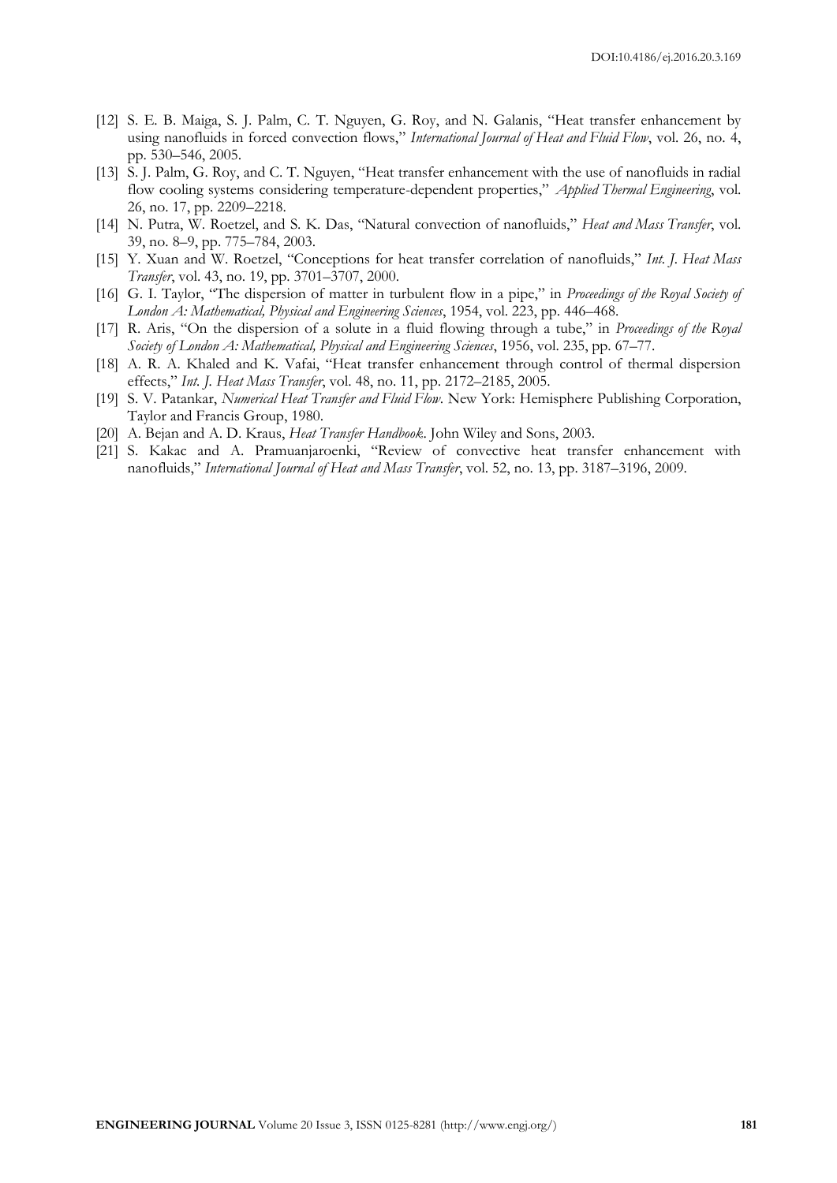[12] S. E. B. Maiga, S. J. Palm, C. T. Nguyen, G. Roy, and N. Galanis, "Heat transfer enhancement by using nanofluids in forced convection flows," *International Journal of Heat and Fluid Flow*, vol. 26, no. 4, pp. 530–546, 2005.

[13] S. J. Palm, G. Roy, and C. T. Nguyen, "Heat transfer enhancement with the use of nanofluids in radial flow cooling systems considering temperature-dependent properties," *Applied Thermal Engineering*, vol. 26, no. 17, pp. 2209–2218.

[14] N. Putra, W. Roetzel, and S. K. Das, "Natural convection of nanofluids," *Heat and Mass Transfer*, vol. 39, no. 8–9, pp. 775–784, 2003.

[15] Y. Xuan and W. Roetzel, "Conceptions for heat transfer correlation of nanofluids," *Int. J. Heat Mass Transfer*, vol. 43, no. 19, pp. 3701–3707, 2000.

[16] G. I. Taylor, "The dispersion of matter in turbulent flow in a pipe," in *Proceedings of the Royal Society of London A: Mathematical, Physical and Engineering Sciences*, 1954, vol. 223, pp. 446–468.

[17] R. Aris, "On the dispersion of a solute in a fluid flowing through a tube," in *Proceedings of the Royal Society of London A: Mathematical, Physical and Engineering Sciences*, 1956, vol. 235, pp. 67–77.

[18] A. R. A. Khaled and K. Vafai, "Heat transfer enhancement through control of thermal dispersion effects," *Int. J. Heat Mass Transfer*, vol. 48, no. 11, pp. 2172–2185, 2005.

[19] S. V. Patankar, *Numerical Heat Transfer and Fluid Flow*. New York: Hemisphere Publishing Corporation, Taylor and Francis Group, 1980.

[20] A. Bejan and A. D. Kraus, *Heat Transfer Handbook*. John Wiley and Sons, 2003.

[21] S. Kakac and A. Pramuanjaroenki, "Review of convective heat transfer enhancement with nanofluids," *International Journal of Heat and Mass Transfer*, vol. 52, no. 13, pp. 3187–3196, 2009.